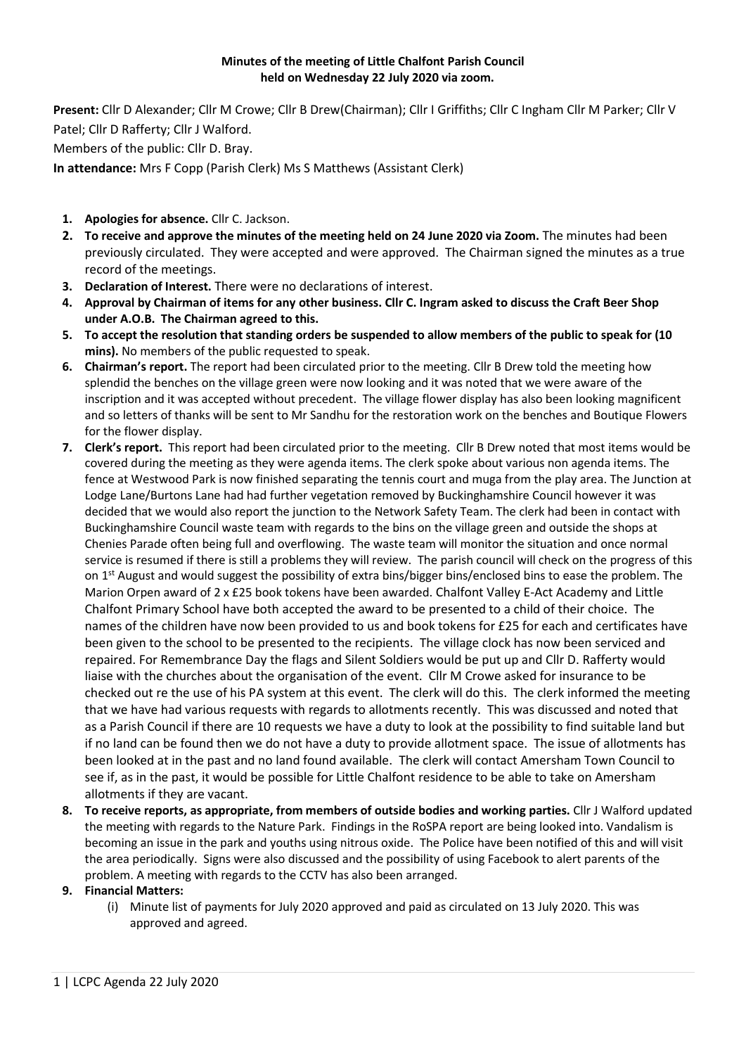**Minutes of the meeting of Little Chalfont Parish Council held on Wednesday 22 July 2020 via zoom.**

**Present:** Cllr D Alexander; Cllr M Crowe; Cllr B Drew(Chairman); Cllr I Griffiths; Cllr C Ingham Cllr M Parker; Cllr V Patel; Cllr D Rafferty; Cllr J Walford.

Members of the public: Cllr D. Bray.

**In attendance:** Mrs F Copp (Parish Clerk) Ms S Matthews (Assistant Clerk)

1. **Apologies for absence.** Cllr C. Jackson.
2. **To receive and approve the minutes of the meeting held on 24 June 2020 via Zoom.** The minutes had been previously circulated. They were accepted and were approved. The Chairman signed the minutes as a true record of the meetings.
3. **Declaration of Interest.** There were no declarations of interest.
4. **Approval by Chairman of items for any other business. Cllr C. Ingram asked to discuss the Craft Beer Shop under A.O.B. The Chairman agreed to this.**
5. **To accept the resolution that standing orders be suspended to allow members of the public to speak for (10 mins).** No members of the public requested to speak.
6. **Chairman's report.** The report had been circulated prior to the meeting. Cllr B Drew told the meeting how splendid the benches on the village green were now looking and it was noted that we were aware of the inscription and it was accepted without precedent. The village flower display has also been looking magnificent and so letters of thanks will be sent to Mr Sandhu for the restoration work on the benches and Boutique Flowers for the flower display.
7. **Clerk's report.** This report had been circulated prior to the meeting. Cllr B Drew noted that most items would be covered during the meeting as they were agenda items. The clerk spoke about various non agenda items. The fence at Westwood Park is now finished separating the tennis court and muga from the play area. The Junction at Lodge Lane/Burtons Lane had had further vegetation removed by Buckinghamshire Council however it was decided that we would also report the junction to the Network Safety Team. The clerk had been in contact with Buckinghamshire Council waste team with regards to the bins on the village green and outside the shops at Chenies Parade often being full and overflowing. The waste team will monitor the situation and once normal service is resumed if there is still a problems they will review. The parish council will check on the progress of this on 1st August and would suggest the possibility of extra bins/bigger bins/enclosed bins to ease the problem. The Marion Orpen award of 2 x £25 book tokens have been awarded. Chalfont Valley E-Act Academy and Little Chalfont Primary School have both accepted the award to be presented to a child of their choice. The names of the children have now been provided to us and book tokens for £25 for each and certificates have been given to the school to be presented to the recipients. The village clock has now been serviced and repaired. For Remembrance Day the flags and Silent Soldiers would be put up and Cllr D. Rafferty would liaise with the churches about the organisation of the event. Cllr M Crowe asked for insurance to be checked out re the use of his PA system at this event. The clerk will do this. The clerk informed the meeting that we have had various requests with regards to allotments recently. This was discussed and noted that as a Parish Council if there are 10 requests we have a duty to look at the possibility to find suitable land but if no land can be found then we do not have a duty to provide allotment space. The issue of allotments has been looked at in the past and no land found available. The clerk will contact Amersham Town Council to see if, as in the past, it would be possible for Little Chalfont residence to be able to take on Amersham allotments if they are vacant.
8. **To receive reports, as appropriate, from members of outside bodies and working parties.** Cllr J Walford updated the meeting with regards to the Nature Park. Findings in the RoSPA report are being looked into. Vandalism is becoming an issue in the park and youths using nitrous oxide. The Police have been notified of this and will visit the area periodically. Signs were also discussed and the possibility of using Facebook to alert parents of the problem. A meeting with regards to the CCTV has also been arranged.
9. **Financial Matters:**
   (i) Minute list of payments for July 2020 approved and paid as circulated on 13 July 2020. This was approved and agreed.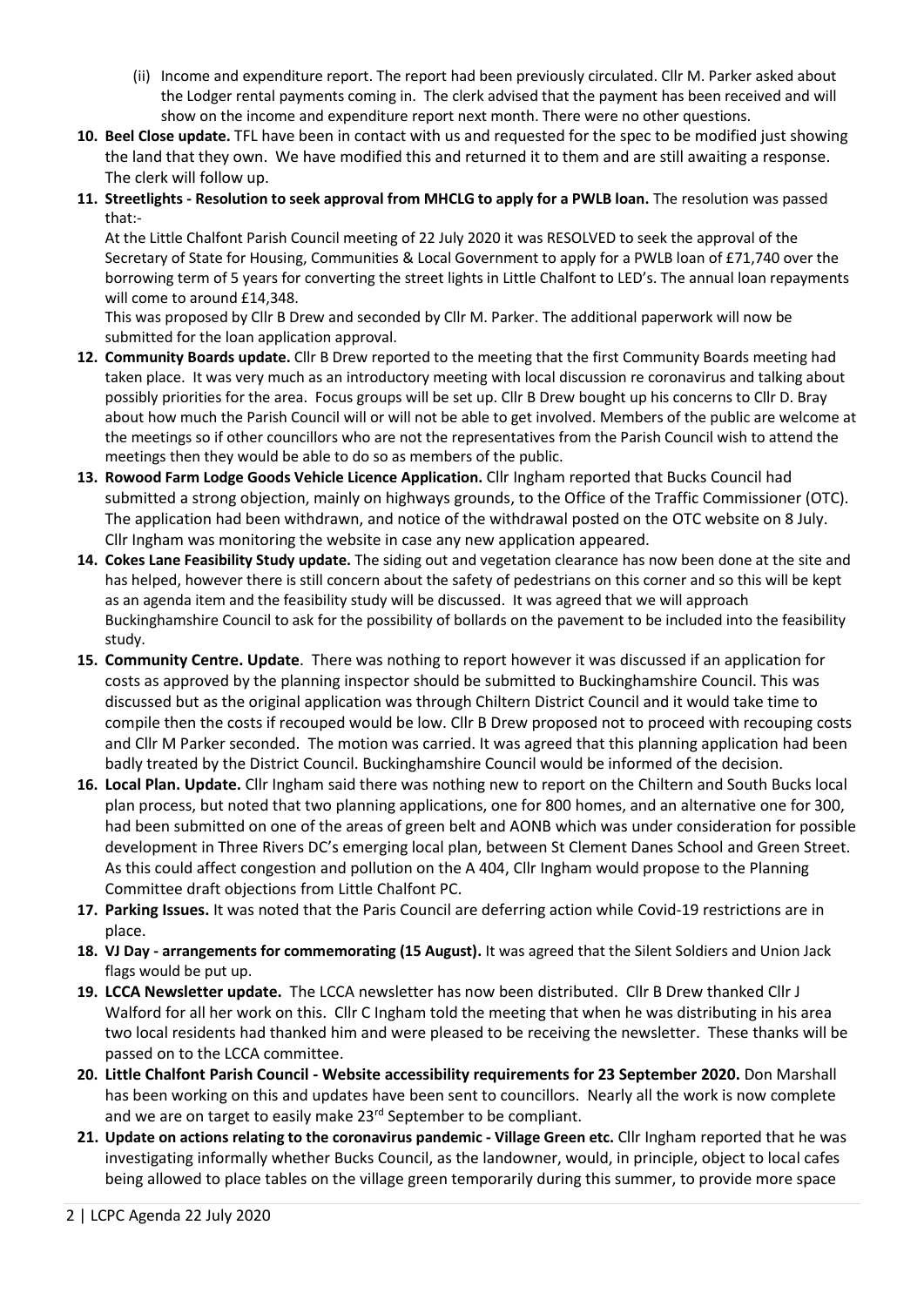(ii) Income and expenditure report. The report had been previously circulated. Cllr M. Parker asked about the Lodger rental payments coming in. The clerk advised that the payment has been received and will show on the income and expenditure report next month. There were no other questions.

10. **Beel Close update.** TFL have been in contact with us and requested for the spec to be modified just showing the land that they own. We have modified this and returned it to them and are still awaiting a response. The clerk will follow up.

11. **Streetlights - Resolution to seek approval from MHCLG to apply for a PWLB loan.** The resolution was passed that:-

    At the Little Chalfont Parish Council meeting of 22 July 2020 it was RESOLVED to seek the approval of the Secretary of State for Housing, Communities & Local Government to apply for a PWLB loan of £71,740 over the borrowing term of 5 years for converting the street lights in Little Chalfont to LED's. The annual loan repayments will come to around £14,348.

    This was proposed by Cllr B Drew and seconded by Cllr M. Parker. The additional paperwork will now be submitted for the loan application approval.

12. **Community Boards update.** Cllr B Drew reported to the meeting that the first Community Boards meeting had taken place. It was very much as an introductory meeting with local discussion re coronavirus and talking about possibly priorities for the area. Focus groups will be set up. Cllr B Drew bought up his concerns to Cllr D. Bray about how much the Parish Council will or will not be able to get involved. Members of the public are welcome at the meetings so if other councillors who are not the representatives from the Parish Council wish to attend the meetings then they would be able to do so as members of the public.

13. **Rowood Farm Lodge Goods Vehicle Licence Application.** Cllr Ingham reported that Bucks Council had submitted a strong objection, mainly on highways grounds, to the Office of the Traffic Commissioner (OTC). The application had been withdrawn, and notice of the withdrawal posted on the OTC website on 8 July. Cllr Ingham was monitoring the website in case any new application appeared.

14. **Cokes Lane Feasibility Study update.** The siding out and vegetation clearance has now been done at the site and has helped, however there is still concern about the safety of pedestrians on this corner and so this will be kept as an agenda item and the feasibility study will be discussed. It was agreed that we will approach Buckinghamshire Council to ask for the possibility of bollards on the pavement to be included into the feasibility study.

15. **Community Centre. Update**. There was nothing to report however it was discussed if an application for costs as approved by the planning inspector should be submitted to Buckinghamshire Council. This was discussed but as the original application was through Chiltern District Council and it would take time to compile then the costs if recouped would be low. Cllr B Drew proposed not to proceed with recouping costs and Cllr M Parker seconded. The motion was carried. It was agreed that this planning application had been badly treated by the District Council. Buckinghamshire Council would be informed of the decision.

16. **Local Plan. Update.** Cllr Ingham said there was nothing new to report on the Chiltern and South Bucks local plan process, but noted that two planning applications, one for 800 homes, and an alternative one for 300, had been submitted on one of the areas of green belt and AONB which was under consideration for possible development in Three Rivers DC's emerging local plan, between St Clement Danes School and Green Street. As this could affect congestion and pollution on the A 404, Cllr Ingham would propose to the Planning Committee draft objections from Little Chalfont PC.

17. **Parking Issues.** It was noted that the Paris Council are deferring action while Covid-19 restrictions are in place.

18. **VJ Day - arrangements for commemorating (15 August).** It was agreed that the Silent Soldiers and Union Jack flags would be put up.

19. **LCCA Newsletter update.** The LCCA newsletter has now been distributed. Cllr B Drew thanked Cllr J Walford for all her work on this. Cllr C Ingham told the meeting that when he was distributing in his area two local residents had thanked him and were pleased to be receiving the newsletter. These thanks will be passed on to the LCCA committee.

20. **Little Chalfont Parish Council - Website accessibility requirements for 23 September 2020.** Don Marshall has been working on this and updates have been sent to councillors. Nearly all the work is now complete and we are on target to easily make 23rd September to be compliant.

21. **Update on actions relating to the coronavirus pandemic - Village Green etc.** Cllr Ingham reported that he was investigating informally whether Bucks Council, as the landowner, would, in principle, object to local cafes being allowed to place tables on the village green temporarily during this summer, to provide more space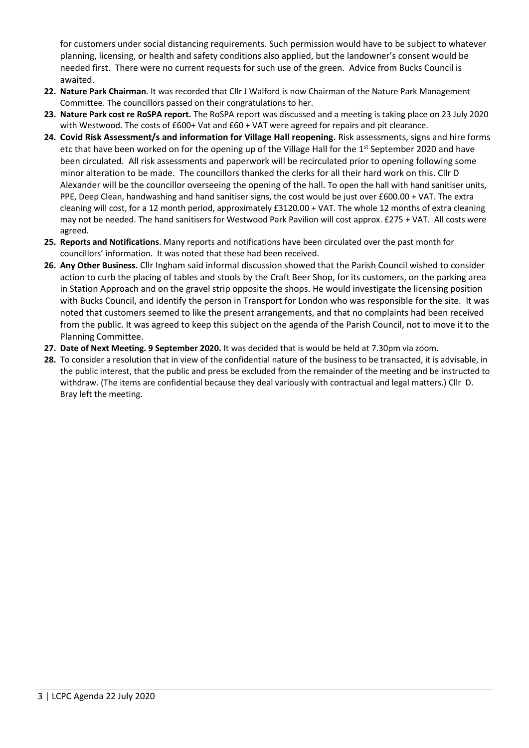for customers under social distancing requirements. Such permission would have to be subject to whatever planning, licensing, or health and safety conditions also applied, but the landowner's consent would be needed first. There were no current requests for such use of the green. Advice from Bucks Council is awaited.

22. **Nature Park Chairman**. It was recorded that Cllr J Walford is now Chairman of the Nature Park Management Committee. The councillors passed on their congratulations to her.
23. **Nature Park cost re RoSPA report.** The RoSPA report was discussed and a meeting is taking place on 23 July 2020 with Westwood. The costs of £600+ Vat and £60 + VAT were agreed for repairs and pit clearance.
24. **Covid Risk Assessment/s and information for Village Hall reopening.** Risk assessments, signs and hire forms etc that have been worked on for the opening up of the Village Hall for the 1st September 2020 and have been circulated. All risk assessments and paperwork will be recirculated prior to opening following some minor alteration to be made. The councillors thanked the clerks for all their hard work on this. Cllr D Alexander will be the councillor overseeing the opening of the hall. To open the hall with hand sanitiser units, PPE, Deep Clean, handwashing and hand sanitiser signs, the cost would be just over £600.00 + VAT. The extra cleaning will cost, for a 12 month period, approximately £3120.00 + VAT. The whole 12 months of extra cleaning may not be needed. The hand sanitisers for Westwood Park Pavilion will cost approx. £275 + VAT. All costs were agreed.
25. **Reports and Notifications**. Many reports and notifications have been circulated over the past month for councillors' information. It was noted that these had been received.
26. **Any Other Business.** Cllr Ingham said informal discussion showed that the Parish Council wished to consider action to curb the placing of tables and stools by the Craft Beer Shop, for its customers, on the parking area in Station Approach and on the gravel strip opposite the shops. He would investigate the licensing position with Bucks Council, and identify the person in Transport for London who was responsible for the site. It was noted that customers seemed to like the present arrangements, and that no complaints had been received from the public. It was agreed to keep this subject on the agenda of the Parish Council, not to move it to the Planning Committee.
27. **Date of Next Meeting. 9 September 2020.** It was decided that is would be held at 7.30pm via zoom.
28. To consider a resolution that in view of the confidential nature of the business to be transacted, it is advisable, in the public interest, that the public and press be excluded from the remainder of the meeting and be instructed to withdraw. (The items are confidential because they deal variously with contractual and legal matters.) Cllr D. Bray left the meeting.